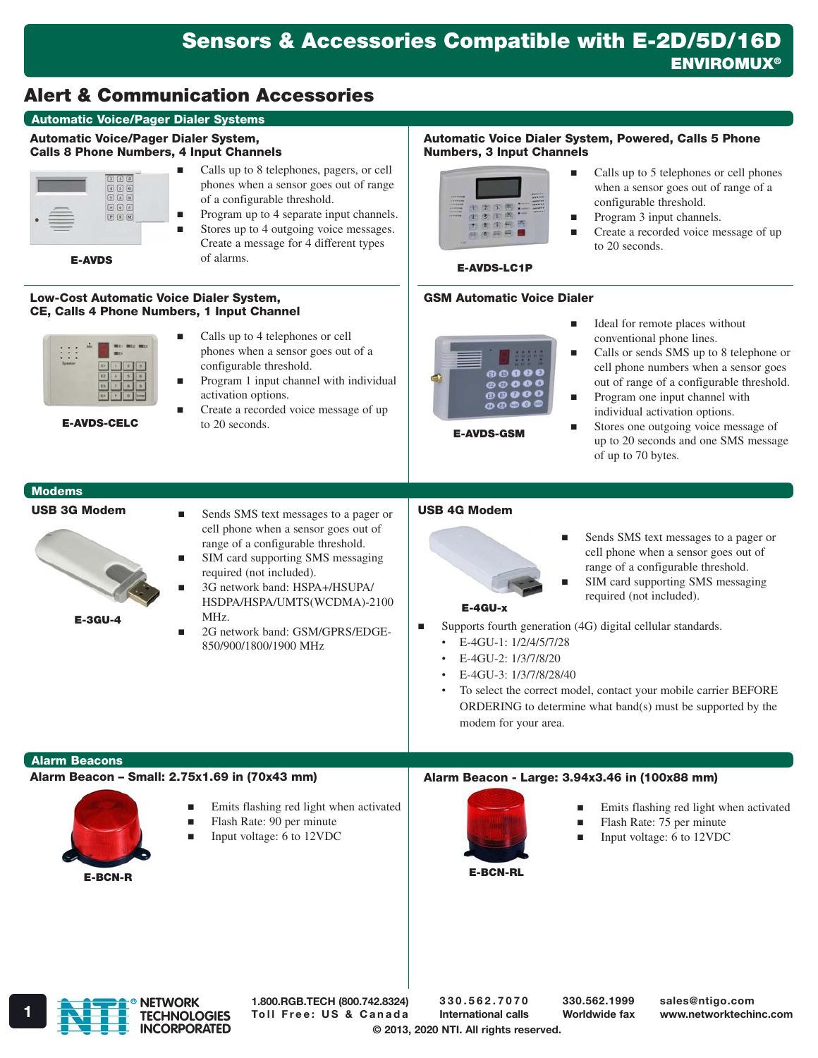# Sensors & Accessories Compatible with E-2D/5D/16D

**ENVIROMUX®**

## Alert & Communication Accessories

### Automatic Voice/Pager Dialer Systems

#### Automatic Voice/Pager Dialer System, Calls 8 Phone Numbers, 4 Input Channels

**E-AVDS**

- Calls up to 8 telephones, pagers, or cell phones when a sensor goes out of range of a configurable threshold.
- Program up to 4 separate input channels.
- Stores up to 4 outgoing voice messages. Create a message for 4 different types of alarms.

#### Automatic Voice Dialer System, Powered, Calls 5 Phone Numbers, 3 Input Channels

**E-AVDS-LC1P**

- Calls up to 5 telephones or cell phones when a sensor goes out of range of a configurable threshold.
- Program 3 input channels.
- Create a recorded voice message of up to 20 seconds.

#### Low-Cost Automatic Voice Dialer System, CE, Calls 4 Phone Numbers, 1 Input Channel

**E-AVDS-CELC**

- Calls up to 4 telephones or cell phones when a sensor goes out of a configurable threshold.
- Program 1 input channel with individual activation options.
- Create a recorded voice message of up to 20 seconds.

#### GSM Automatic Voice Dialer

**E-AVDS-GSM**

- Ideal for remote places without conventional phone lines.
- Calls or sends SMS up to 8 telephone or cell phone numbers when a sensor goes out of range of a configurable threshold.
- Program one input channel with individual activation options.
- Stores one outgoing voice message of up to 20 seconds and one SMS message of up to 70 bytes.

### Modems

#### USB 3G Modem

**E-3GU-4**

- Sends SMS text messages to a pager or cell phone when a sensor goes out of range of a configurable threshold.
- SIM card supporting SMS messaging required (not included).
- 3G network band: HSPA+/HSUPA/HSDPA/HSPA/UMTS(WCDMA)-2100 MHz.
- 2G network band: GSM/GPRS/EDGE-850/900/1800/1900 MHz

#### USB 4G Modem

**E-4GU-x**

- Sends SMS text messages to a pager or cell phone when a sensor goes out of range of a configurable threshold.
- SIM card supporting SMS messaging required (not included).
- Supports fourth generation (4G) digital cellular standards.
  - E-4GU-1: 1/2/4/5/7/28
  - E-4GU-2: 1/3/7/8/20
  - E-4GU-3: 1/3/7/8/28/40
  - To select the correct model, contact your mobile carrier BEFORE ORDERING to determine what band(s) must be supported by the modem for your area.

### Alarm Beacons

#### Alarm Beacon – Small: 2.75x1.69 in (70x43 mm)

**E-BCN-R**

- Emits flashing red light when activated
- Flash Rate: 90 per minute
- Input voltage: 6 to 12VDC

#### Alarm Beacon - Large: 3.94x3.46 in (100x88 mm)

**E-BCN-RL**

- Emits flashing red light when activated
- Flash Rate: 75 per minute
- Input voltage: 6 to 12VDC

NETWORK TECHNOLOGIES INCORPORATED

1.800.RGB.TECH (800.742.8324) Toll Free: US & Canada | 330.562.7070 International calls | 330.562.1999 Worldwide fax | sales@ntigo.com www.networktechinc.com

© 2013, 2020 NTI. All rights reserved.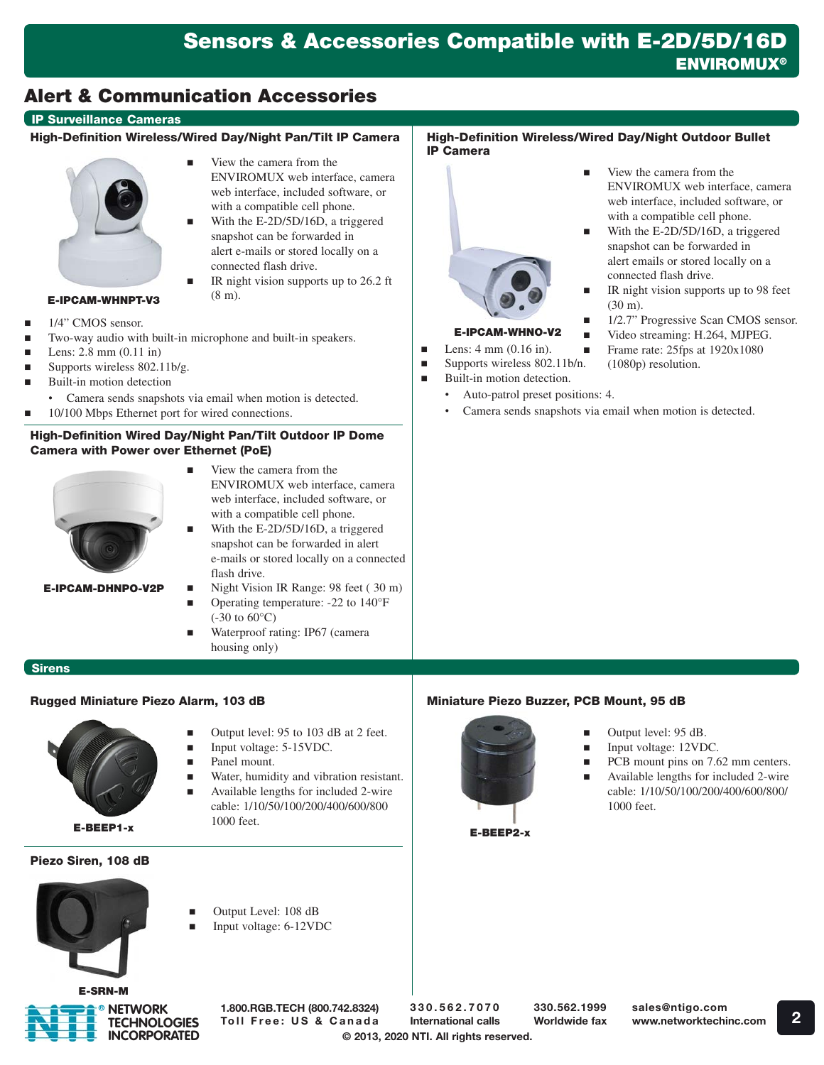# Sensors & Accessories Compatible with E-2D/5D/16D

## ENVIROMUX®

## Alert & Communication Accessories

### IP Surveillance Cameras

#### High-Definition Wireless/Wired Day/Night Pan/Tilt IP Camera

**E-IPCAM-WHNPT-V3**

- View the camera from the ENVIROMUX web interface, camera web interface, included software, or with a compatible cell phone.
- With the E-2D/5D/16D, a triggered snapshot can be forwarded in alert e-mails or stored locally on a connected flash drive.
- IR night vision supports up to 26.2 ft (8 m).
- 1/4" CMOS sensor.
- Two-way audio with built-in microphone and built-in speakers.
- Lens: 2.8 mm (0.11 in)
- Supports wireless 802.11b/g.
- Built-in motion detection
  - Camera sends snapshots via email when motion is detected.
- 10/100 Mbps Ethernet port for wired connections.

#### High-Definition Wired Day/Night Pan/Tilt Outdoor IP Dome Camera with Power over Ethernet (PoE)

**E-IPCAM-DHNPO-V2P**

- View the camera from the ENVIROMUX web interface, camera web interface, included software, or with a compatible cell phone.
- With the E-2D/5D/16D, a triggered snapshot can be forwarded in alert e-mails or stored locally on a connected flash drive.
- Night Vision IR Range: 98 feet ( 30 m)
- Operating temperature: -22 to 140°F (-30 to 60°C)
- Waterproof rating: IP67 (camera housing only)

#### High-Definition Wireless/Wired Day/Night Outdoor Bullet IP Camera

**E-IPCAM-WHNO-V2**

- View the camera from the ENVIROMUX web interface, camera web interface, included software, or with a compatible cell phone.
- With the E-2D/5D/16D, a triggered snapshot can be forwarded in alert emails or stored locally on a connected flash drive.
- IR night vision supports up to 98 feet (30 m).
- 1/2.7" Progressive Scan CMOS sensor.
- Video streaming: H.264, MJPEG.
- Frame rate: 25fps at 1920x1080 (1080p) resolution.
- Lens: 4 mm (0.16 in).
- Supports wireless 802.11b/n.
- Built-in motion detection.
  - Auto-patrol preset positions: 4.
  - Camera sends snapshots via email when motion is detected.

### Sirens

#### Rugged Miniature Piezo Alarm, 103 dB

**E-BEEP1-x**

- Output level: 95 to 103 dB at 2 feet.
- Input voltage: 5-15VDC.
- Panel mount.
- Water, humidity and vibration resistant.
- Available lengths for included 2-wire cable: 1/10/50/100/200/400/600/800 1000 feet.

#### Piezo Siren, 108 dB

**E-SRN-M**

- Output Level: 108 dB
- Input voltage: 6-12VDC

#### Miniature Piezo Buzzer, PCB Mount, 95 dB

**E-BEEP2-x**

- Output level: 95 dB.
- Input voltage: 12VDC.
- PCB mount pins on 7.62 mm centers.
- Available lengths for included 2-wire cable: 1/10/50/100/200/400/600/800/ 1000 feet.

NETWORK TECHNOLOGIES INCORPORATED

1.800.RGB.TECH (800.742.8324) Toll Free: US & Canada | 330.562.7070 International calls | 330.562.1999 Worldwide fax | sales@ntigo.com www.networktechinc.com

© 2013, 2020 NTI. All rights reserved.